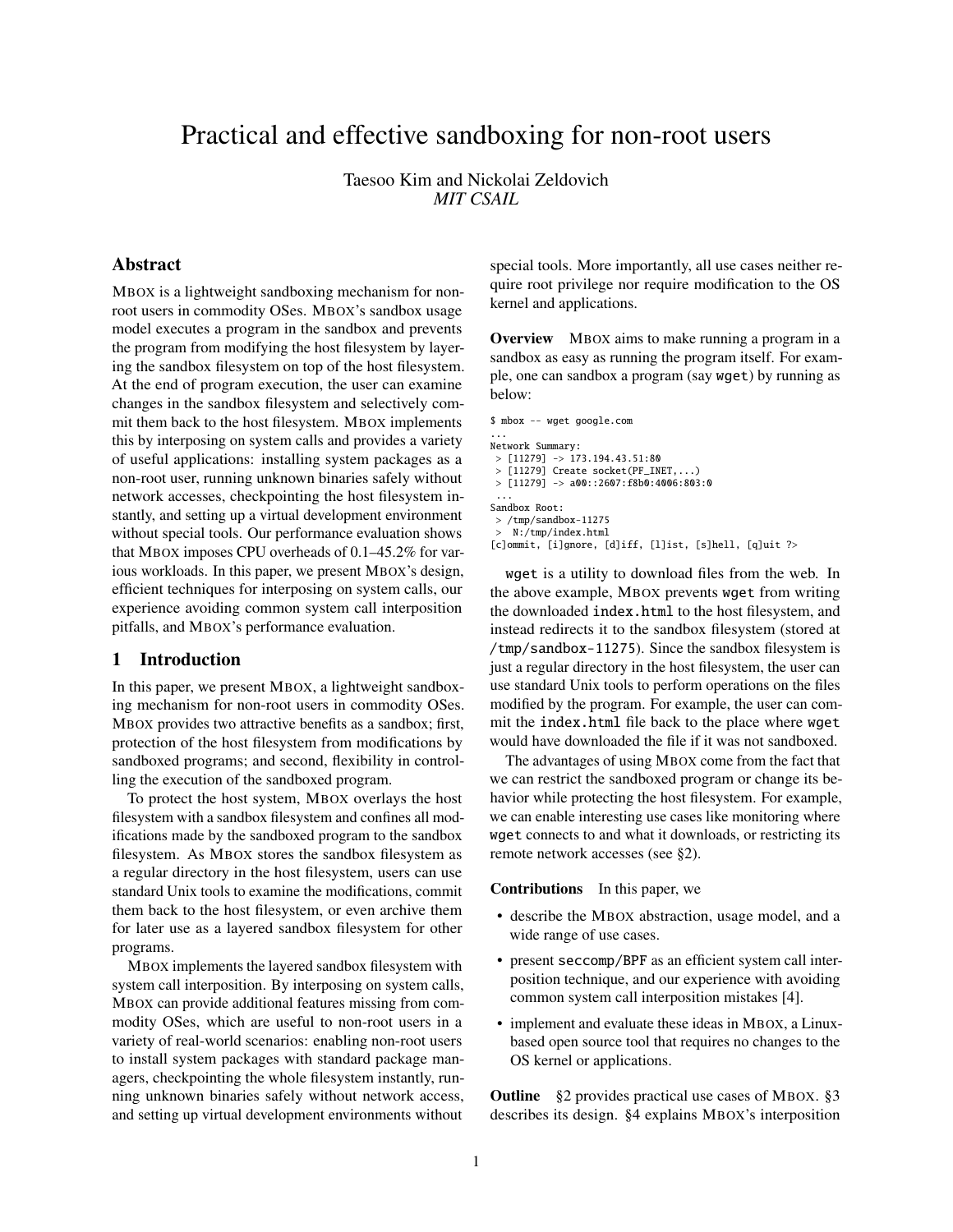// Practical and effective sandboxing for non-root users

Taesoo Kim and Nickolai Zeldovich
*MIT CSAIL*

## Abstract

MBOX is a lightweight sandboxing mechanism for non-root users in commodity OSes. MBOX's sandbox usage model executes a program in the sandbox and prevents the program from modifying the host filesystem by layering the sandbox filesystem on top of the host filesystem. At the end of program execution, the user can examine changes in the sandbox filesystem and selectively commit them back to the host filesystem. MBOX implements this by interposing on system calls and provides a variety of useful applications: installing system packages as a non-root user, running unknown binaries safely without network accesses, checkpointing the host filesystem instantly, and setting up a virtual development environment without special tools. Our performance evaluation shows that MBOX imposes CPU overheads of 0.1–45.2% for various workloads. In this paper, we present MBOX's design, efficient techniques for interposing on system calls, our experience avoiding common system call interposition pitfalls, and MBOX's performance evaluation.

## 1 Introduction

In this paper, we present MBOX, a lightweight sandboxing mechanism for non-root users in commodity OSes. MBOX provides two attractive benefits as a sandbox; first, protection of the host filesystem from modifications by sandboxed programs; and second, flexibility in controlling the execution of the sandboxed program.

To protect the host system, MBOX overlays the host filesystem with a sandbox filesystem and confines all modifications made by the sandboxed program to the sandbox filesystem. As MBOX stores the sandbox filesystem as a regular directory in the host filesystem, users can use standard Unix tools to examine the modifications, commit them back to the host filesystem, or even archive them for later use as a layered sandbox filesystem for other programs.

MBOX implements the layered sandbox filesystem with system call interposition. By interposing on system calls, MBOX can provide additional features missing from commodity OSes, which are useful to non-root users in a variety of real-world scenarios: enabling non-root users to install system packages with standard package managers, checkpointing the whole filesystem instantly, running unknown binaries safely without network access, and setting up virtual development environments without special tools. More importantly, all use cases neither require root privilege nor require modification to the OS kernel and applications.

**Overview** MBOX aims to make running a program in a sandbox as easy as running the program itself. For example, one can sandbox a program (say `wget`) by running as below:

```
$ mbox -- wget google.com
...
Network Summary:
 > [11279] -> 173.194.43.51:80
 > [11279] Create socket(PF_INET,...)
 > [11279] -> a00::2607:f8b0:4006:803:0
 ...
Sandbox Root:
 > /tmp/sandbox-11275
 >  N:/tmp/index.html
[c]ommit, [i]gnore, [d]iff, [l]ist, [s]hell, [q]uit ?>
```

`wget` is a utility to download files from the web. In the above example, MBOX prevents `wget` from writing the downloaded `index.html` to the host filesystem, and instead redirects it to the sandbox filesystem (stored at `/tmp/sandbox-11275`). Since the sandbox filesystem is just a regular directory in the host filesystem, the user can use standard Unix tools to perform operations on the files modified by the program. For example, the user can commit the `index.html` file back to the place where `wget` would have downloaded the file if it was not sandboxed.

The advantages of using MBOX come from the fact that we can restrict the sandboxed program or change its behavior while protecting the host filesystem. For example, we can enable interesting use cases like monitoring where `wget` connects to and what it downloads, or restricting its remote network accesses (see §2).

**Contributions** In this paper, we

- describe the MBOX abstraction, usage model, and a wide range of use cases.
- present `seccomp/BPF` as an efficient system call interposition technique, and our experience with avoiding common system call interposition mistakes [4].
- implement and evaluate these ideas in MBOX, a Linux-based open source tool that requires no changes to the OS kernel or applications.

**Outline** §2 provides practical use cases of MBOX. §3 describes its design. §4 explains MBOX's interposition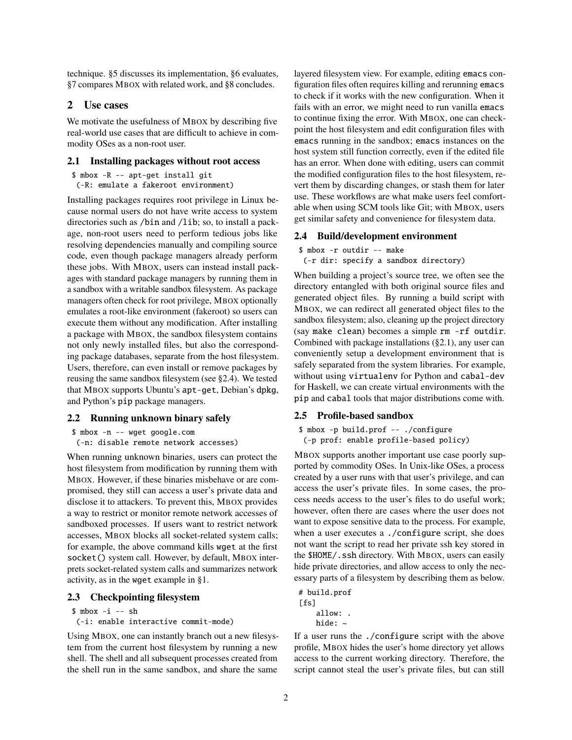technique. §5 discusses its implementation, §6 evaluates, §7 compares MBOX with related work, and §8 concludes.

## 2 Use cases

We motivate the usefulness of MBOX by describing five real-world use cases that are difficult to achieve in commodity OSes as a non-root user.

### 2.1 Installing packages without root access

```
$ mbox -R -- apt-get install git
 (-R: emulate a fakeroot environment)
```

Installing packages requires root privilege in Linux because normal users do not have write access to system directories such as `/bin` and `/lib`; so, to install a package, non-root users need to perform tedious jobs like resolving dependencies manually and compiling source code, even though package managers already perform these jobs. With MBOX, users can instead install packages with standard package managers by running them in a sandbox with a writable sandbox filesystem. As package managers often check for root privilege, MBOX optionally emulates a root-like environment (fakeroot) so users can execute them without any modification. After installing a package with MBOX, the sandbox filesystem contains not only newly installed files, but also the corresponding package databases, separate from the host filesystem. Users, therefore, can even install or remove packages by reusing the same sandbox filesystem (see §2.4). We tested that MBOX supports Ubuntu's `apt-get`, Debian's `dpkg`, and Python's `pip` package managers.

### 2.2 Running unknown binary safely

```
$ mbox -n -- wget google.com
 (-n: disable remote network accesses)
```

When running unknown binaries, users can protect the host filesystem from modification by running them with MBOX. However, if these binaries misbehave or are compromised, they still can access a user's private data and disclose it to attackers. To prevent this, MBOX provides a way to restrict or monitor remote network accesses of sandboxed processes. If users want to restrict network accesses, MBOX blocks all socket-related system calls; for example, the above command kills `wget` at the first `socket()` system call. However, by default, MBOX interprets socket-related system calls and summarizes network activity, as in the `wget` example in §1.

### 2.3 Checkpointing filesystem

```
$ mbox -i -- sh
 (-i: enable interactive commit-mode)
```

Using MBOX, one can instantly branch out a new filesystem from the current host filesystem by running a new shell. The shell and all subsequent processes created from the shell run in the same sandbox, and share the same layered filesystem view. For example, editing `emacs` configuration files often requires killing and rerunning `emacs` to check if it works with the new configuration. When it fails with an error, we might need to run vanilla `emacs` to continue fixing the error. With MBOX, one can checkpoint the host filesystem and edit configuration files with `emacs` running in the sandbox; `emacs` instances on the host system still function correctly, even if the edited file has an error. When done with editing, users can commit the modified configuration files to the host filesystem, revert them by discarding changes, or stash them for later use. These workflows are what make users feel comfortable when using SCM tools like Git; with MBOX, users get similar safety and convenience for filesystem data.

### 2.4 Build/development environment

```
$ mbox -r outdir -- make
 (-r dir: specify a sandbox directory)
```

When building a project's source tree, we often see the directory entangled with both original source files and generated object files. By running a build script with MBOX, we can redirect all generated object files to the sandbox filesystem; also, cleaning up the project directory (say `make clean`) becomes a simple `rm -rf outdir`. Combined with package installations (§2.1), any user can conveniently setup a development environment that is safely separated from the system libraries. For example, without using `virtualenv` for Python and `cabal-dev` for Haskell, we can create virtual environments with the `pip` and `cabal` tools that major distributions come with.

### 2.5 Profile-based sandbox

```
$ mbox -p build.prof -- ./configure
 (-p prof: enable profile-based policy)
```

MBOX supports another important use case poorly supported by commodity OSes. In Unix-like OSes, a process created by a user runs with that user's privilege, and can access the user's private files. In some cases, the process needs access to the user's files to do useful work; however, often there are cases where the user does not want to expose sensitive data to the process. For example, when a user executes a `./configure` script, she does not want the script to read her private ssh key stored in the `$HOME/.ssh` directory. With MBOX, users can easily hide private directories, and allow access to only the necessary parts of a filesystem by describing them as below.

```
# build.prof
[fs]
    allow: .
    hide: ~
```

If a user runs the `./configure` script with the above profile, MBOX hides the user's home directory yet allows access to the current working directory. Therefore, the script cannot steal the user's private files, but can still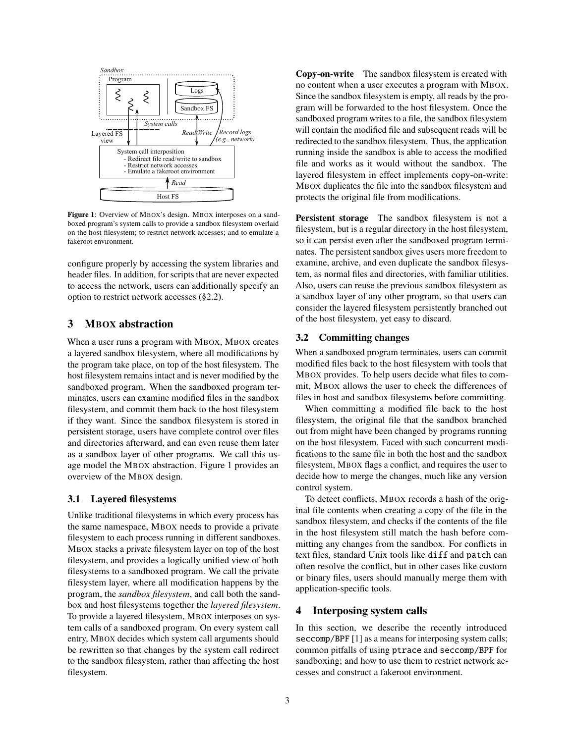Figure 1: Overview of MBOX's design. MBOX interposes on a sandboxed program's system calls to provide a sandbox filesystem overlaid on the host filesystem; to restrict network accesses; and to emulate a fakeroot environment.

configure properly by accessing the system libraries and header files. In addition, for scripts that are never expected to access the network, users can additionally specify an option to restrict network accesses (§2.2).

## 3 MBOX abstraction

When a user runs a program with MBOX, MBOX creates a layered sandbox filesystem, where all modifications by the program take place, on top of the host filesystem. The host filesystem remains intact and is never modified by the sandboxed program. When the sandboxed program terminates, users can examine modified files in the sandbox filesystem, and commit them back to the host filesystem if they want. Since the sandbox filesystem is stored in persistent storage, users have complete control over files and directories afterward, and can even reuse them later as a sandbox layer of other programs. We call this usage model the MBOX abstraction. Figure 1 provides an overview of the MBOX design.

### 3.1 Layered filesystems

Unlike traditional filesystems in which every process has the same namespace, MBOX needs to provide a private filesystem to each process running in different sandboxes. MBOX stacks a private filesystem layer on top of the host filesystem, and provides a logically unified view of both filesystems to a sandboxed program. We call the private filesystem layer, where all modification happens by the program, the *sandbox filesystem*, and call both the sandbox and host filesystems together the *layered filesystem*. To provide a layered filesystem, MBOX interposes on system calls of a sandboxed program. On every system call entry, MBOX decides which system call arguments should be rewritten so that changes by the system call redirect to the sandbox filesystem, rather than affecting the host filesystem.

**Copy-on-write** The sandbox filesystem is created with no content when a user executes a program with MBOX. Since the sandbox filesystem is empty, all reads by the program will be forwarded to the host filesystem. Once the sandboxed program writes to a file, the sandbox filesystem will contain the modified file and subsequent reads will be redirected to the sandbox filesystem. Thus, the application running inside the sandbox is able to access the modified file and works as it would without the sandbox. The layered filesystem in effect implements copy-on-write: MBOX duplicates the file into the sandbox filesystem and protects the original file from modifications.

**Persistent storage** The sandbox filesystem is not a filesystem, but is a regular directory in the host filesystem, so it can persist even after the sandboxed program terminates. The persistent sandbox gives users more freedom to examine, archive, and even duplicate the sandbox filesystem, as normal files and directories, with familiar utilities. Also, users can reuse the previous sandbox filesystem as a sandbox layer of any other program, so that users can consider the layered filesystem persistently branched out of the host filesystem, yet easy to discard.

### 3.2 Committing changes

When a sandboxed program terminates, users can commit modified files back to the host filesystem with tools that MBOX provides. To help users decide what files to commit, MBOX allows the user to check the differences of files in host and sandbox filesystems before committing.

When committing a modified file back to the host filesystem, the original file that the sandbox branched out from might have been changed by programs running on the host filesystem. Faced with such concurrent modifications to the same file in both the host and the sandbox filesystem, MBOX flags a conflict, and requires the user to decide how to merge the changes, much like any version control system.

To detect conflicts, MBOX records a hash of the original file contents when creating a copy of the file in the sandbox filesystem, and checks if the contents of the file in the host filesystem still match the hash before committing any changes from the sandbox. For conflicts in text files, standard Unix tools like `diff` and `patch` can often resolve the conflict, but in other cases like custom or binary files, users should manually merge them with application-specific tools.

## 4 Interposing system calls

In this section, we describe the recently introduced `seccomp/BPF` [1] as a means for interposing system calls; common pitfalls of using `ptrace` and `seccomp/BPF` for sandboxing; and how to use them to restrict network accesses and construct a fakeroot environment.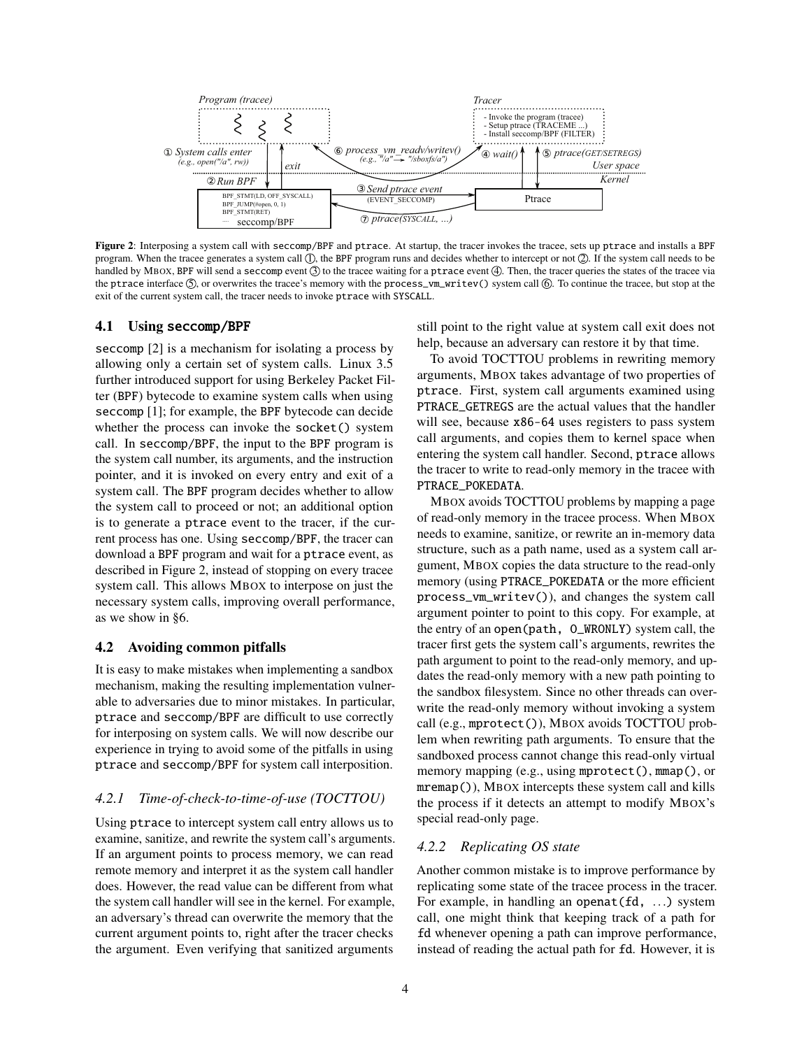**Figure 2**: Interposing a system call with seccomp/BPF and ptrace. At startup, the tracer invokes the tracee, sets up ptrace and installs a BPF program. When the tracee generates a system call ①, the BPF program runs and decides whether to intercept or not ②. If the system call needs to be handled by MBOX, BPF will send a seccomp event ③ to the tracee waiting for a ptrace event ④. Then, the tracer queries the states of the tracee via the ptrace interface ⑤, or overwrites the tracee's memory with the process_vm_writev() system call ⑥. To continue the tracee, but stop at the exit of the current system call, the tracer needs to invoke ptrace with SYSCALL.

### 4.1 Using seccomp/BPF

seccomp [2] is a mechanism for isolating a process by allowing only a certain set of system calls. Linux 3.5 further introduced support for using Berkeley Packet Filter (BPF) bytecode to examine system calls when using seccomp [1]; for example, the BPF bytecode can decide whether the process can invoke the socket() system call. In seccomp/BPF, the input to the BPF program is the system call number, its arguments, and the instruction pointer, and it is invoked on every entry and exit of a system call. The BPF program decides whether to allow the system call to proceed or not; an additional option is to generate a ptrace event to the tracer, if the current process has one. Using seccomp/BPF, the tracer can download a BPF program and wait for a ptrace event, as described in Figure 2, instead of stopping on every tracee system call. This allows MBOX to interpose on just the necessary system calls, improving overall performance, as we show in §6.

### 4.2 Avoiding common pitfalls

It is easy to make mistakes when implementing a sandbox mechanism, making the resulting implementation vulnerable to adversaries due to minor mistakes. In particular, ptrace and seccomp/BPF are difficult to use correctly for interposing on system calls. We will now describe our experience in trying to avoid some of the pitfalls in using ptrace and seccomp/BPF for system call interposition.

#### *4.2.1 Time-of-check-to-time-of-use (TOCTTOU)*

Using ptrace to intercept system call entry allows us to examine, sanitize, and rewrite the system call's arguments. If an argument points to process memory, we can read remote memory and interpret it as the system call handler does. However, the read value can be different from what the system call handler will see in the kernel. For example, an adversary's thread can overwrite the memory that the current argument points to, right after the tracer checks the argument. Even verifying that sanitized arguments still point to the right value at system call exit does not help, because an adversary can restore it by that time.

To avoid TOCTTOU problems in rewriting memory arguments, MBOX takes advantage of two properties of ptrace. First, system call arguments examined using PTRACE_GETREGS are the actual values that the handler will see, because x86-64 uses registers to pass system call arguments, and copies them to kernel space when entering the system call handler. Second, ptrace allows the tracer to write to read-only memory in the tracee with PTRACE_POKEDATA.

MBOX avoids TOCTTOU problems by mapping a page of read-only memory in the tracee process. When MBOX needs to examine, sanitize, or rewrite an in-memory data structure, such as a path name, used as a system call argument, MBOX copies the data structure to the read-only memory (using PTRACE_POKEDATA or the more efficient process_vm_writev()), and changes the system call argument pointer to point to this copy. For example, at the entry of an open(path, O_WRONLY) system call, the tracer first gets the system call's arguments, rewrites the path argument to point to the read-only memory, and updates the read-only memory with a new path pointing to the sandbox filesystem. Since no other threads can overwrite the read-only memory without invoking a system call (e.g., mprotect()), MBOX avoids TOCTTOU problem when rewriting path arguments. To ensure that the sandboxed process cannot change this read-only virtual memory mapping (e.g., using mprotect(), mmap(), or mremap()), MBOX intercepts these system calls and kills the process if it detects an attempt to modify MBOX's special read-only page.

#### *4.2.2 Replicating OS state*

Another common mistake is to improve performance by replicating some state of the tracee process in the tracer. For example, in handling an openat(fd, ...) system call, one might think that keeping track of a path for fd whenever opening a path can improve performance, instead of reading the actual path for fd. However, it is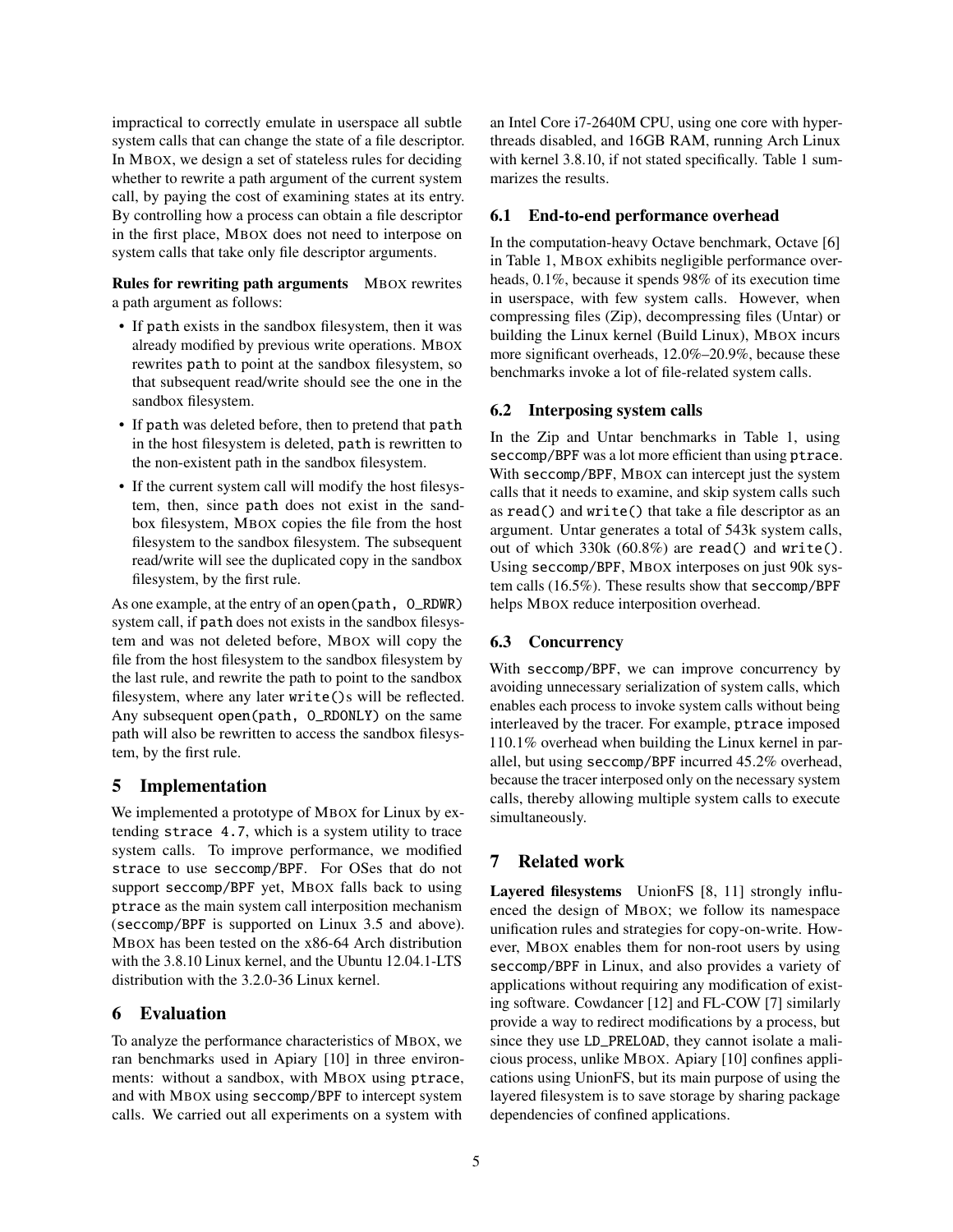impractical to correctly emulate in userspace all subtle system calls that can change the state of a file descriptor. In MBOX, we design a set of stateless rules for deciding whether to rewrite a path argument of the current system call, by paying the cost of examining states at its entry. By controlling how a process can obtain a file descriptor in the first place, MBOX does not need to interpose on system calls that take only file descriptor arguments.

**Rules for rewriting path arguments** MBOX rewrites a path argument as follows:

- If `path` exists in the sandbox filesystem, then it was already modified by previous write operations. MBOX rewrites `path` to point at the sandbox filesystem, so that subsequent read/write should see the one in the sandbox filesystem.
- If `path` was deleted before, then to pretend that `path` in the host filesystem is deleted, `path` is rewritten to the non-existent path in the sandbox filesystem.
- If the current system call will modify the host filesystem, then, since `path` does not exist in the sandbox filesystem, MBOX copies the file from the host filesystem to the sandbox filesystem. The subsequent read/write will see the duplicated copy in the sandbox filesystem, by the first rule.

As one example, at the entry of an `open(path, O_RDWR)` system call, if `path` does not exists in the sandbox filesystem and was not deleted before, MBOX will copy the file from the host filesystem to the sandbox filesystem by the last rule, and rewrite the path to point to the sandbox filesystem, where any later `write()`s will be reflected. Any subsequent `open(path, O_RDONLY)` on the same path will also be rewritten to access the sandbox filesystem, by the first rule.

## 5 Implementation

We implemented a prototype of MBOX for Linux by extending `strace 4.7`, which is a system utility to trace system calls. To improve performance, we modified `strace` to use `seccomp/BPF`. For OSes that do not support `seccomp/BPF` yet, MBOX falls back to using `ptrace` as the main system call interposition mechanism (`seccomp/BPF` is supported on Linux 3.5 and above). MBOX has been tested on the x86-64 Arch distribution with the 3.8.10 Linux kernel, and the Ubuntu 12.04.1-LTS distribution with the 3.2.0-36 Linux kernel.

## 6 Evaluation

To analyze the performance characteristics of MBOX, we ran benchmarks used in Apiary [10] in three environments: without a sandbox, with MBOX using `ptrace`, and with MBOX using `seccomp/BPF` to intercept system calls. We carried out all experiments on a system with an Intel Core i7-2640M CPU, using one core with hyperthreads disabled, and 16GB RAM, running Arch Linux with kernel 3.8.10, if not stated specifically. Table 1 summarizes the results.

### 6.1 End-to-end performance overhead

In the computation-heavy Octave benchmark, Octave [6] in Table 1, MBOX exhibits negligible performance overheads, 0.1%, because it spends 98% of its execution time in userspace, with few system calls. However, when compressing files (Zip), decompressing files (Untar) or building the Linux kernel (Build Linux), MBOX incurs more significant overheads, 12.0%–20.9%, because these benchmarks invoke a lot of file-related system calls.

### 6.2 Interposing system calls

In the Zip and Untar benchmarks in Table 1, using `seccomp/BPF` was a lot more efficient than using `ptrace`. With `seccomp/BPF`, MBOX can intercept just the system calls that it needs to examine, and skip system calls such as `read()` and `write()` that take a file descriptor as an argument. Untar generates a total of 543k system calls, out of which 330k (60.8%) are `read()` and `write()`. Using `seccomp/BPF`, MBOX interposes on just 90k system calls (16.5%). These results show that `seccomp/BPF` helps MBOX reduce interposition overhead.

### 6.3 Concurrency

With `seccomp/BPF`, we can improve concurrency by avoiding unnecessary serialization of system calls, which enables each process to invoke system calls without being interleaved by the tracer. For example, `ptrace` imposed 110.1% overhead when building the Linux kernel in parallel, but using `seccomp/BPF` incurred 45.2% overhead, because the tracer interposed only on the necessary system calls, thereby allowing multiple system calls to execute simultaneously.

## 7 Related work

**Layered filesystems** UnionFS [8, 11] strongly influenced the design of MBOX; we follow its namespace unification rules and strategies for copy-on-write. However, MBOX enables them for non-root users by using `seccomp/BPF` in Linux, and also provides a variety of applications without requiring any modification of existing software. Cowdancer [12] and FL-COW [7] similarly provide a way to redirect modifications by a process, but since they use `LD_PRELOAD`, they cannot isolate a malicious process, unlike MBOX. Apiary [10] confines applications using UnionFS, but its main purpose of using the layered filesystem is to save storage by sharing package dependencies of confined applications.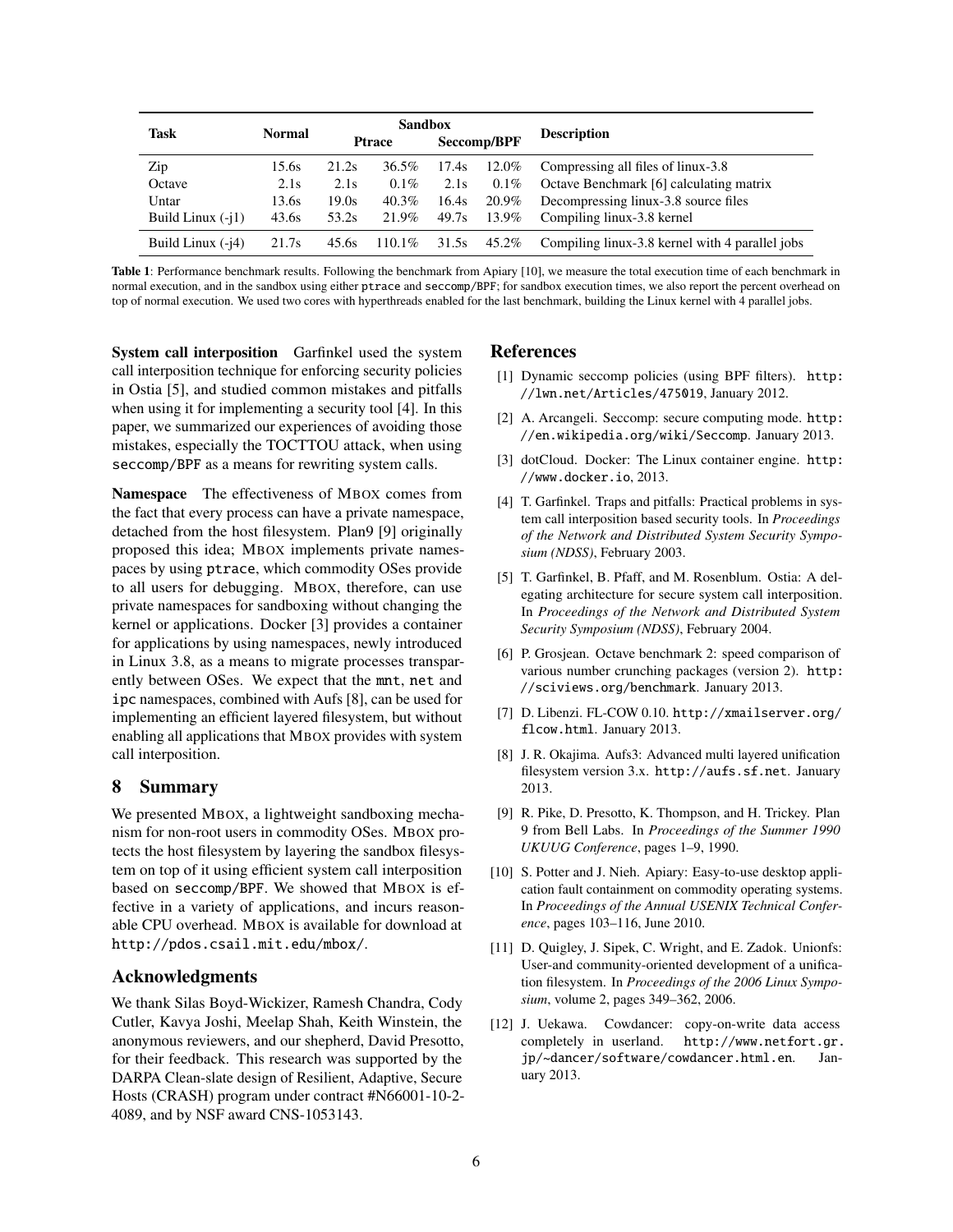| Task | Normal | Sandbox | | | | Description |
|---|---|---|---|---|---|---|
| | | Ptrace | | Seccomp/BPF | | |
| Zip | 15.6s | 21.2s | 36.5% | 17.4s | 12.0% | Compressing all files of linux-3.8 |
| Octave | 2.1s | 2.1s | 0.1% | 2.1s | 0.1% | Octave Benchmark [6] calculating matrix |
| Untar | 13.6s | 19.0s | 40.3% | 16.4s | 20.9% | Decompressing linux-3.8 source files |
| Build Linux (-j1) | 43.6s | 53.2s | 21.9% | 49.7s | 13.9% | Compiling linux-3.8 kernel |
| Build Linux (-j4) | 21.7s | 45.6s | 110.1% | 31.5s | 45.2% | Compiling linux-3.8 kernel with 4 parallel jobs |

**Table 1**: Performance benchmark results. Following the benchmark from Apiary [10], we measure the total execution time of each benchmark in normal execution, and in the sandbox using either `ptrace` and `seccomp/BPF`; for sandbox execution times, we also report the percent overhead on top of normal execution. We used two cores with hyperthreads enabled for the last benchmark, building the Linux kernel with 4 parallel jobs.

**System call interposition** Garfinkel used the system call interposition technique for enforcing security policies in Ostia [5], and studied common mistakes and pitfalls when using it for implementing a security tool [4]. In this paper, we summarized our experiences of avoiding those mistakes, especially the TOCTTOU attack, when using `seccomp/BPF` as a means for rewriting system calls.

**Namespace** The effectiveness of MBOX comes from the fact that every process can have a private namespace, detached from the host filesystem. Plan9 [9] originally proposed this idea; MBOX implements private namespaces by using `ptrace`, which commodity OSes provide to all users for debugging. MBOX, therefore, can use private namespaces for sandboxing without changing the kernel or applications. Docker [3] provides a container for applications by using namespaces, newly introduced in Linux 3.8, as a means to migrate processes transparently between OSes. We expect that the `mnt`, `net` and `ipc` namespaces, combined with Aufs [8], can be used for implementing an efficient layered filesystem, but without enabling all applications that MBOX provides with system call interposition.

## 8 Summary

We presented MBOX, a lightweight sandboxing mechanism for non-root users in commodity OSes. MBOX protects the host filesystem by layering the sandbox filesystem on top of it using efficient system call interposition based on `seccomp/BPF`. We showed that MBOX is effective in a variety of applications, and incurs reasonable CPU overhead. MBOX is available for download at `http://pdos.csail.mit.edu/mbox/`.

## Acknowledgments

We thank Silas Boyd-Wickizer, Ramesh Chandra, Cody Cutler, Kavya Joshi, Meelap Shah, Keith Winstein, the anonymous reviewers, and our shepherd, David Presotto, for their feedback. This research was supported by the DARPA Clean-slate design of Resilient, Adaptive, Secure Hosts (CRASH) program under contract #N66001-10-2-4089, and by NSF award CNS-1053143.

## References

[1] Dynamic seccomp policies (using BPF filters). `http://lwn.net/Articles/475019`, January 2012.

[2] A. Arcangeli. Seccomp: secure computing mode. `http://en.wikipedia.org/wiki/Seccomp`. January 2013.

[3] dotCloud. Docker: The Linux container engine. `http://www.docker.io`, 2013.

[4] T. Garfinkel. Traps and pitfalls: Practical problems in system call interposition based security tools. In *Proceedings of the Network and Distributed System Security Symposium (NDSS)*, February 2003.

[5] T. Garfinkel, B. Pfaff, and M. Rosenblum. Ostia: A delegating architecture for secure system call interposition. In *Proceedings of the Network and Distributed System Security Symposium (NDSS)*, February 2004.

[6] P. Grosjean. Octave benchmark 2: speed comparison of various number crunching packages (version 2). `http://sciviews.org/benchmark`. January 2013.

[7] D. Libenzi. FL-COW 0.10. `http://xmailserver.org/flcow.html`. January 2013.

[8] J. R. Okajima. Aufs3: Advanced multi layered unification filesystem version 3.x. `http://aufs.sf.net`. January 2013.

[9] R. Pike, D. Presotto, K. Thompson, and H. Trickey. Plan 9 from Bell Labs. In *Proceedings of the Summer 1990 UKUUG Conference*, pages 1–9, 1990.

[10] S. Potter and J. Nieh. Apiary: Easy-to-use desktop application fault containment on commodity operating systems. In *Proceedings of the Annual USENIX Technical Conference*, pages 103–116, June 2010.

[11] D. Quigley, J. Sipek, C. Wright, and E. Zadok. Unionfs: User-and community-oriented development of a unification filesystem. In *Proceedings of the 2006 Linux Symposium*, volume 2, pages 349–362, 2006.

[12] J. Uekawa. Cowdancer: copy-on-write data access completely in userland. `http://www.netfort.gr.jp/~dancer/software/cowdancer.html.en`. January 2013.